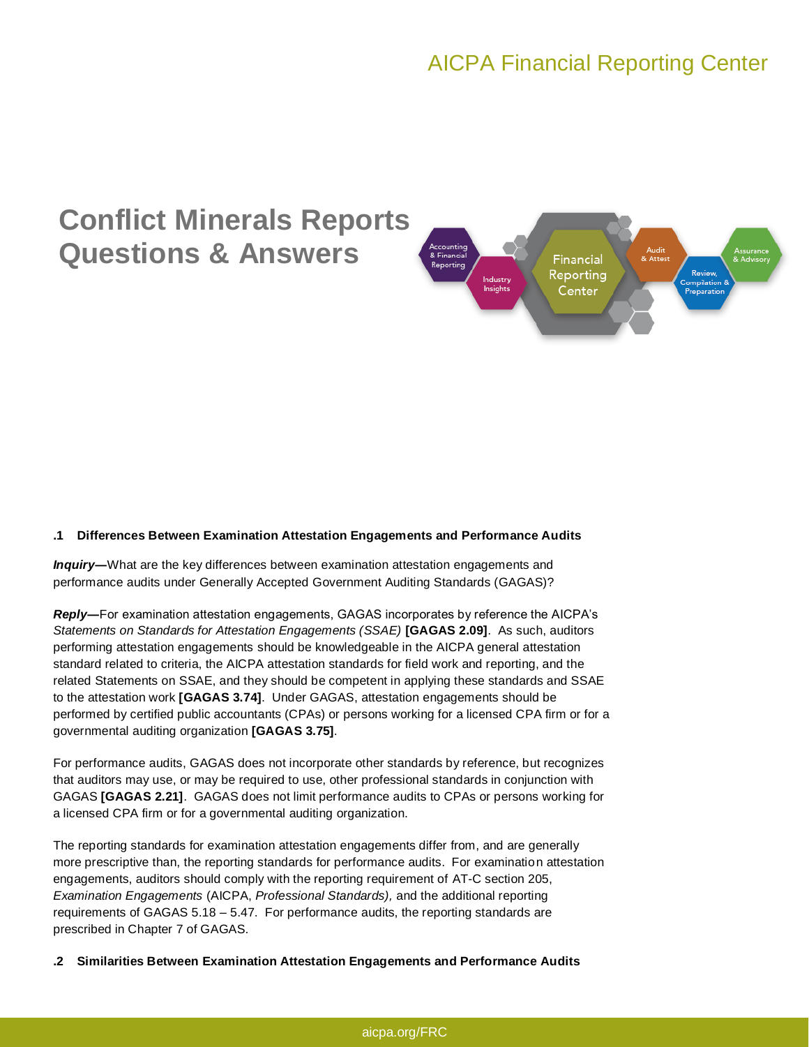# Conflict Minerals Reports Questions & Answers

### .1 Differences Between Examination Attestation Engagements and Performance Audits

***Inquiry—***What are the key differences between examination attestation engagements and performance audits under Generally Accepted Government Auditing Standards (GAGAS)?

***Reply—***For examination attestation engagements, GAGAS incorporates by reference the AICPA's *Statements on Standards for Attestation Engagements (SSAE)* **[GAGAS 2.09]**. As such, auditors performing attestation engagements should be knowledgeable in the AICPA general attestation standard related to criteria, the AICPA attestation standards for field work and reporting, and the related Statements on SSAE, and they should be competent in applying these standards and SSAE to the attestation work **[GAGAS 3.74]**. Under GAGAS, attestation engagements should be performed by certified public accountants (CPAs) or persons working for a licensed CPA firm or for a governmental auditing organization **[GAGAS 3.75]**.

For performance audits, GAGAS does not incorporate other standards by reference, but recognizes that auditors may use, or may be required to use, other professional standards in conjunction with GAGAS **[GAGAS 2.21]**. GAGAS does not limit performance audits to CPAs or persons working for a licensed CPA firm or for a governmental auditing organization.

The reporting standards for examination attestation engagements differ from, and are generally more prescriptive than, the reporting standards for performance audits. For examination attestation engagements, auditors should comply with the reporting requirement of AT-C section 205, *Examination Engagements* (AICPA, *Professional Standards),* and the additional reporting requirements of GAGAS 5.18 – 5.47. For performance audits, the reporting standards are prescribed in Chapter 7 of GAGAS.

### .2 Similarities Between Examination Attestation Engagements and Performance Audits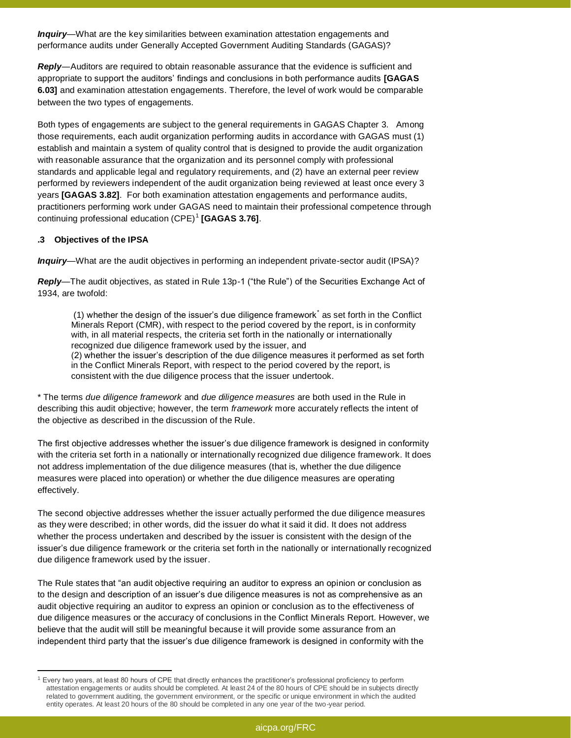***Inquiry***—What are the key similarities between examination attestation engagements and performance audits under Generally Accepted Government Auditing Standards (GAGAS)?

***Reply***—Auditors are required to obtain reasonable assurance that the evidence is sufficient and appropriate to support the auditors' findings and conclusions in both performance audits **[GAGAS 6.03]** and examination attestation engagements. Therefore, the level of work would be comparable between the two types of engagements.

Both types of engagements are subject to the general requirements in GAGAS Chapter 3. Among those requirements, each audit organization performing audits in accordance with GAGAS must (1) establish and maintain a system of quality control that is designed to provide the audit organization with reasonable assurance that the organization and its personnel comply with professional standards and applicable legal and regulatory requirements, and (2) have an external peer review performed by reviewers independent of the audit organization being reviewed at least once every 3 years **[GAGAS 3.82]**. For both examination attestation engagements and performance audits, practitioners performing work under GAGAS need to maintain their professional competence through continuing professional education (CPE)[1] **[GAGAS 3.76]**.

### .3 Objectives of the IPSA

***Inquiry***—What are the audit objectives in performing an independent private-sector audit (IPSA)?

***Reply***—The audit objectives, as stated in Rule 13p-1 ("the Rule") of the Securities Exchange Act of 1934, are twofold:

> (1) whether the design of the issuer's due diligence framework* as set forth in the Conflict Minerals Report (CMR), with respect to the period covered by the report, is in conformity with, in all material respects, the criteria set forth in the nationally or internationally recognized due diligence framework used by the issuer, and
> (2) whether the issuer's description of the due diligence measures it performed as set forth in the Conflict Minerals Report, with respect to the period covered by the report, is consistent with the due diligence process that the issuer undertook.

\* The terms *due diligence framework* and *due diligence measures* are both used in the Rule in describing this audit objective; however, the term *framework* more accurately reflects the intent of the objective as described in the discussion of the Rule.

The first objective addresses whether the issuer's due diligence framework is designed in conformity with the criteria set forth in a nationally or internationally recognized due diligence framework. It does not address implementation of the due diligence measures (that is, whether the due diligence measures were placed into operation) or whether the due diligence measures are operating effectively.

The second objective addresses whether the issuer actually performed the due diligence measures as they were described; in other words, did the issuer do what it said it did. It does not address whether the process undertaken and described by the issuer is consistent with the design of the issuer's due diligence framework or the criteria set forth in the nationally or internationally recognized due diligence framework used by the issuer.

The Rule states that "an audit objective requiring an auditor to express an opinion or conclusion as to the design and description of an issuer's due diligence measures is not as comprehensive as an audit objective requiring an auditor to express an opinion or conclusion as to the effectiveness of due diligence measures or the accuracy of conclusions in the Conflict Minerals Report. However, we believe that the audit will still be meaningful because it will provide some assurance from an independent third party that the issuer's due diligence framework is designed in conformity with the

---

[1] Every two years, at least 80 hours of CPE that directly enhances the practitioner's professional proficiency to perform attestation engagements or audits should be completed. At least 24 of the 80 hours of CPE should be in subjects directly related to government auditing, the government environment, or the specific or unique environment in which the audited entity operates. At least 20 hours of the 80 should be completed in any one year of the two-year period.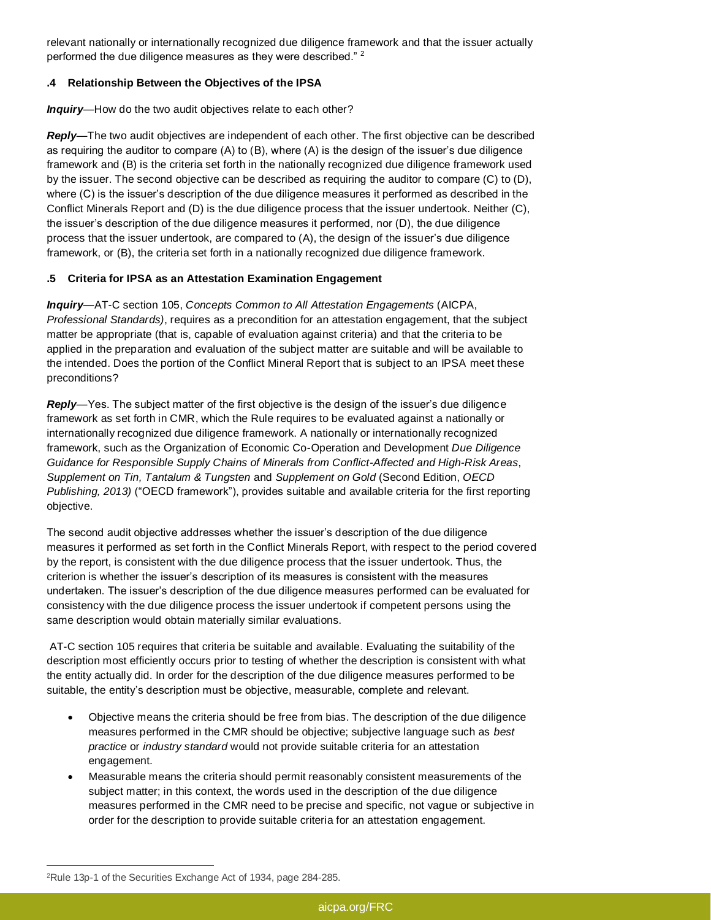relevant nationally or internationally recognized due diligence framework and that the issuer actually performed the due diligence measures as they were described." [2]

### .4 Relationship Between the Objectives of the IPSA

***Inquiry***—How do the two audit objectives relate to each other?

***Reply***—The two audit objectives are independent of each other. The first objective can be described as requiring the auditor to compare (A) to (B), where (A) is the design of the issuer's due diligence framework and (B) is the criteria set forth in the nationally recognized due diligence framework used by the issuer. The second objective can be described as requiring the auditor to compare (C) to (D), where (C) is the issuer's description of the due diligence measures it performed as described in the Conflict Minerals Report and (D) is the due diligence process that the issuer undertook. Neither (C), the issuer's description of the due diligence measures it performed, nor (D), the due diligence process that the issuer undertook, are compared to (A), the design of the issuer's due diligence framework, or (B), the criteria set forth in a nationally recognized due diligence framework.

### .5 Criteria for IPSA as an Attestation Examination Engagement

***Inquiry***—AT-C section 105, *Concepts Common to All Attestation Engagements* (AICPA, *Professional Standards)*, requires as a precondition for an attestation engagement, that the subject matter be appropriate (that is, capable of evaluation against criteria) and that the criteria to be applied in the preparation and evaluation of the subject matter are suitable and will be available to the intended. Does the portion of the Conflict Mineral Report that is subject to an IPSA meet these preconditions?

***Reply***—Yes. The subject matter of the first objective is the design of the issuer's due diligence framework as set forth in CMR, which the Rule requires to be evaluated against a nationally or internationally recognized due diligence framework. A nationally or internationally recognized framework, such as the Organization of Economic Co-Operation and Development *Due Diligence Guidance for Responsible Supply Chains of Minerals from Conflict-Affected and High-Risk Areas*, *Supplement on Tin, Tantalum & Tungsten* and *Supplement on Gold* (Second Edition, *OECD Publishing, 2013)* ("OECD framework"), provides suitable and available criteria for the first reporting objective.

The second audit objective addresses whether the issuer's description of the due diligence measures it performed as set forth in the Conflict Minerals Report, with respect to the period covered by the report, is consistent with the due diligence process that the issuer undertook. Thus, the criterion is whether the issuer's description of its measures is consistent with the measures undertaken. The issuer's description of the due diligence measures performed can be evaluated for consistency with the due diligence process the issuer undertook if competent persons using the same description would obtain materially similar evaluations.

AT-C section 105 requires that criteria be suitable and available. Evaluating the suitability of the description most efficiently occurs prior to testing of whether the description is consistent with what the entity actually did. In order for the description of the due diligence measures performed to be suitable, the entity's description must be objective, measurable, complete and relevant.

- Objective means the criteria should be free from bias. The description of the due diligence measures performed in the CMR should be objective; subjective language such as *best practice* or *industry standard* would not provide suitable criteria for an attestation engagement.
- Measurable means the criteria should permit reasonably consistent measurements of the subject matter; in this context, the words used in the description of the due diligence measures performed in the CMR need to be precise and specific, not vague or subjective in order for the description to provide suitable criteria for an attestation engagement.

[2] Rule 13p-1 of the Securities Exchange Act of 1934, page 284-285.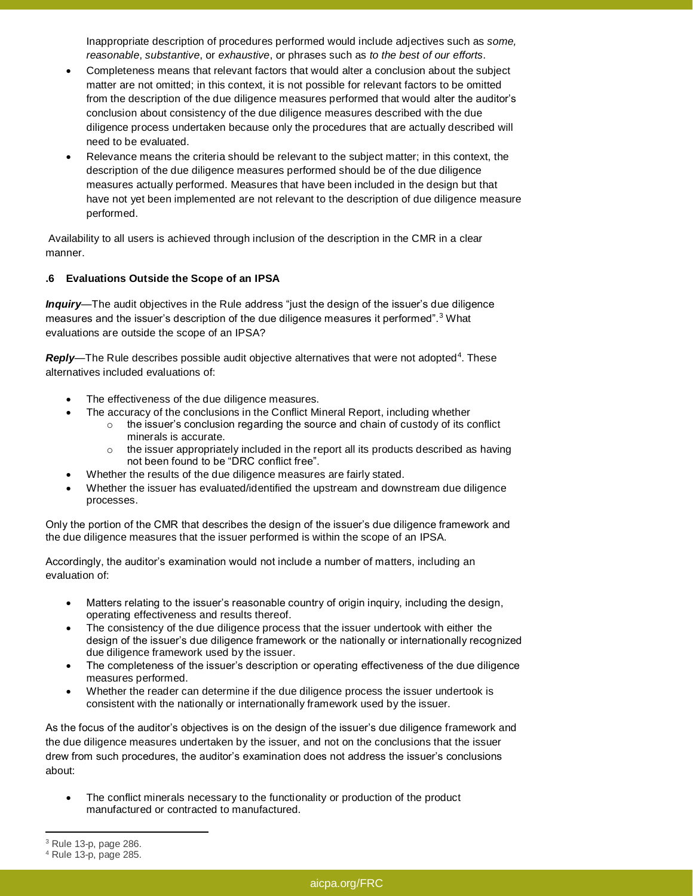Inappropriate description of procedures performed would include adjectives such as *some, reasonable*, *substantive*, or *exhaustive*, or phrases such as *to the best of our efforts*.

- Completeness means that relevant factors that would alter a conclusion about the subject matter are not omitted; in this context, it is not possible for relevant factors to be omitted from the description of the due diligence measures performed that would alter the auditor's conclusion about consistency of the due diligence measures described with the due diligence process undertaken because only the procedures that are actually described will need to be evaluated.
- Relevance means the criteria should be relevant to the subject matter; in this context, the description of the due diligence measures performed should be of the due diligence measures actually performed. Measures that have been included in the design but that have not yet been implemented are not relevant to the description of due diligence measure performed.

Availability to all users is achieved through inclusion of the description in the CMR in a clear manner.

### .6 Evaluations Outside the Scope of an IPSA

***Inquiry***—The audit objectives in the Rule address "just the design of the issuer's due diligence measures and the issuer's description of the due diligence measures it performed".[3] What evaluations are outside the scope of an IPSA?

***Reply***—The Rule describes possible audit objective alternatives that were not adopted[4]. These alternatives included evaluations of:

- The effectiveness of the due diligence measures.
- The accuracy of the conclusions in the Conflict Mineral Report, including whether
  - the issuer's conclusion regarding the source and chain of custody of its conflict minerals is accurate.
  - the issuer appropriately included in the report all its products described as having not been found to be "DRC conflict free".
- Whether the results of the due diligence measures are fairly stated.
- Whether the issuer has evaluated/identified the upstream and downstream due diligence processes.

Only the portion of the CMR that describes the design of the issuer's due diligence framework and the due diligence measures that the issuer performed is within the scope of an IPSA.

Accordingly, the auditor's examination would not include a number of matters, including an evaluation of:

- Matters relating to the issuer's reasonable country of origin inquiry, including the design, operating effectiveness and results thereof.
- The consistency of the due diligence process that the issuer undertook with either the design of the issuer's due diligence framework or the nationally or internationally recognized due diligence framework used by the issuer.
- The completeness of the issuer's description or operating effectiveness of the due diligence measures performed.
- Whether the reader can determine if the due diligence process the issuer undertook is consistent with the nationally or internationally framework used by the issuer.

As the focus of the auditor's objectives is on the design of the issuer's due diligence framework and the due diligence measures undertaken by the issuer, and not on the conclusions that the issuer drew from such procedures, the auditor's examination does not address the issuer's conclusions about:

- The conflict minerals necessary to the functionality or production of the product manufactured or contracted to manufactured.

---

[3] Rule 13-p, page 286.

[4] Rule 13-p, page 285.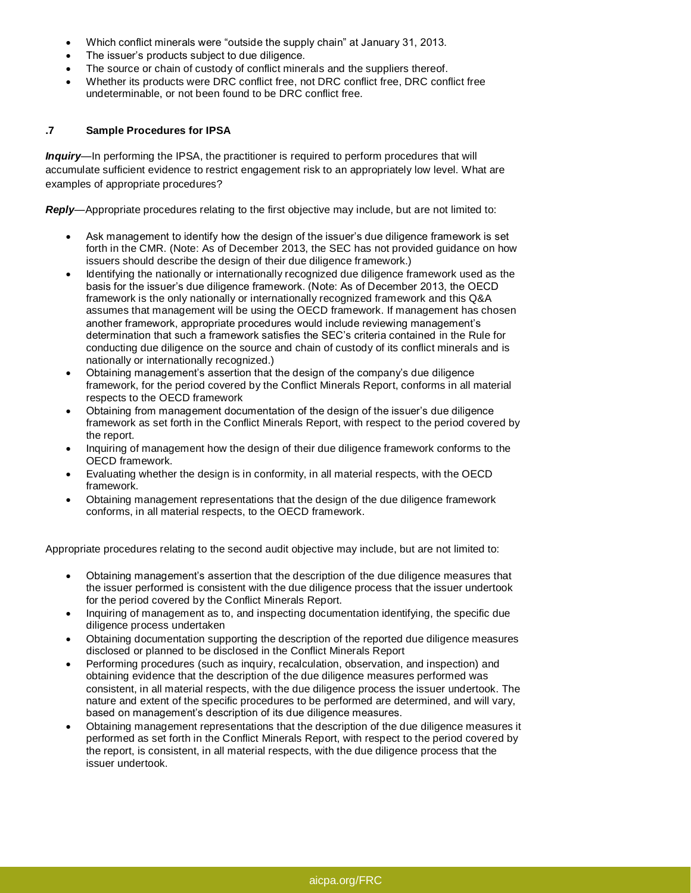- Which conflict minerals were "outside the supply chain" at January 31, 2013.
- The issuer's products subject to due diligence.
- The source or chain of custody of conflict minerals and the suppliers thereof.
- Whether its products were DRC conflict free, not DRC conflict free, DRC conflict free undeterminable, or not been found to be DRC conflict free.

### .7 Sample Procedures for IPSA

***Inquiry***—In performing the IPSA, the practitioner is required to perform procedures that will accumulate sufficient evidence to restrict engagement risk to an appropriately low level. What are examples of appropriate procedures?

***Reply***—Appropriate procedures relating to the first objective may include, but are not limited to:

- Ask management to identify how the design of the issuer's due diligence framework is set forth in the CMR. (Note: As of December 2013, the SEC has not provided guidance on how issuers should describe the design of their due diligence framework.)
- Identifying the nationally or internationally recognized due diligence framework used as the basis for the issuer's due diligence framework. (Note: As of December 2013, the OECD framework is the only nationally or internationally recognized framework and this Q&A assumes that management will be using the OECD framework. If management has chosen another framework, appropriate procedures would include reviewing management's determination that such a framework satisfies the SEC's criteria contained in the Rule for conducting due diligence on the source and chain of custody of its conflict minerals and is nationally or internationally recognized.)
- Obtaining management's assertion that the design of the company's due diligence framework, for the period covered by the Conflict Minerals Report, conforms in all material respects to the OECD framework
- Obtaining from management documentation of the design of the issuer's due diligence framework as set forth in the Conflict Minerals Report, with respect to the period covered by the report.
- Inquiring of management how the design of their due diligence framework conforms to the OECD framework.
- Evaluating whether the design is in conformity, in all material respects, with the OECD framework.
- Obtaining management representations that the design of the due diligence framework conforms, in all material respects, to the OECD framework.

Appropriate procedures relating to the second audit objective may include, but are not limited to:

- Obtaining management's assertion that the description of the due diligence measures that the issuer performed is consistent with the due diligence process that the issuer undertook for the period covered by the Conflict Minerals Report.
- Inquiring of management as to, and inspecting documentation identifying, the specific due diligence process undertaken
- Obtaining documentation supporting the description of the reported due diligence measures disclosed or planned to be disclosed in the Conflict Minerals Report
- Performing procedures (such as inquiry, recalculation, observation, and inspection) and obtaining evidence that the description of the due diligence measures performed was consistent, in all material respects, with the due diligence process the issuer undertook. The nature and extent of the specific procedures to be performed are determined, and will vary, based on management's description of its due diligence measures.
- Obtaining management representations that the description of the due diligence measures it performed as set forth in the Conflict Minerals Report, with respect to the period covered by the report, is consistent, in all material respects, with the due diligence process that the issuer undertook.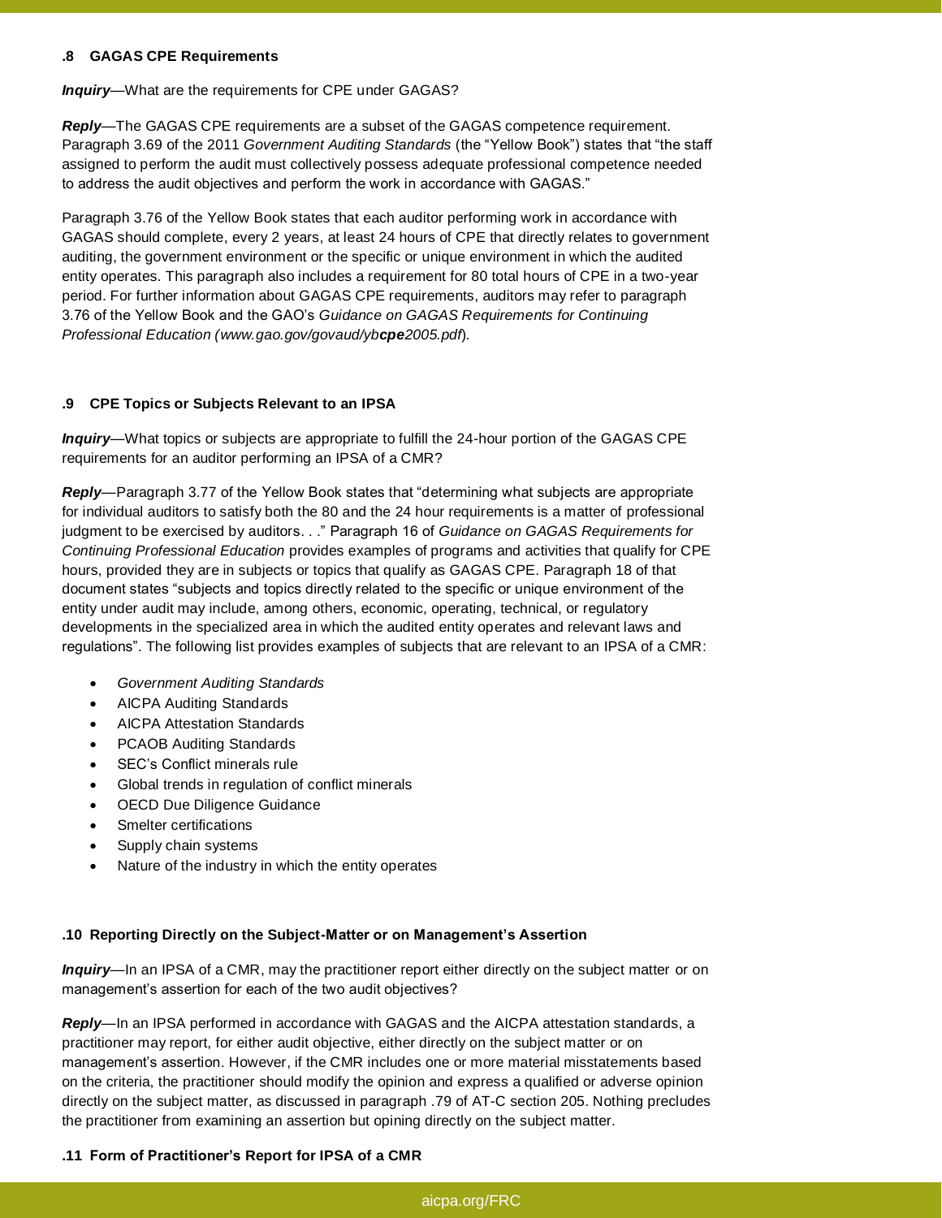**.8 GAGAS CPE Requirements**

***Inquiry***—What are the requirements for CPE under GAGAS?

***Reply***—The GAGAS CPE requirements are a subset of the GAGAS competence requirement. Paragraph 3.69 of the 2011 *Government Auditing Standards* (the "Yellow Book") states that "the staff assigned to perform the audit must collectively possess adequate professional competence needed to address the audit objectives and perform the work in accordance with GAGAS."

Paragraph 3.76 of the Yellow Book states that each auditor performing work in accordance with GAGAS should complete, every 2 years, at least 24 hours of CPE that directly relates to government auditing, the government environment or the specific or unique environment in which the audited entity operates. This paragraph also includes a requirement for 80 total hours of CPE in a two-year period. For further information about GAGAS CPE requirements, auditors may refer to paragraph 3.76 of the Yellow Book and the GAO's *Guidance on GAGAS Requirements for Continuing Professional Education (www.gao.gov/govaud/yb**cpe**2005.pdf*).

**.9 CPE Topics or Subjects Relevant to an IPSA**

***Inquiry***—What topics or subjects are appropriate to fulfill the 24-hour portion of the GAGAS CPE requirements for an auditor performing an IPSA of a CMR?

***Reply***—Paragraph 3.77 of the Yellow Book states that "determining what subjects are appropriate for individual auditors to satisfy both the 80 and the 24 hour requirements is a matter of professional judgment to be exercised by auditors. . ." Paragraph 16 of *Guidance on GAGAS Requirements for Continuing Professional Education* provides examples of programs and activities that qualify for CPE hours, provided they are in subjects or topics that qualify as GAGAS CPE. Paragraph 18 of that document states "subjects and topics directly related to the specific or unique environment of the entity under audit may include, among others, economic, operating, technical, or regulatory developments in the specialized area in which the audited entity operates and relevant laws and regulations". The following list provides examples of subjects that are relevant to an IPSA of a CMR:

- *Government Auditing Standards*
- AICPA Auditing Standards
- AICPA Attestation Standards
- PCAOB Auditing Standards
- SEC's Conflict minerals rule
- Global trends in regulation of conflict minerals
- OECD Due Diligence Guidance
- Smelter certifications
- Supply chain systems
- Nature of the industry in which the entity operates

**.10 Reporting Directly on the Subject-Matter or on Management's Assertion**

***Inquiry***—In an IPSA of a CMR, may the practitioner report either directly on the subject matter or on management's assertion for each of the two audit objectives?

***Reply***—In an IPSA performed in accordance with GAGAS and the AICPA attestation standards, a practitioner may report, for either audit objective, either directly on the subject matter or on management's assertion. However, if the CMR includes one or more material misstatements based on the criteria, the practitioner should modify the opinion and express a qualified or adverse opinion directly on the subject matter, as discussed in paragraph .79 of AT-C section 205. Nothing precludes the practitioner from examining an assertion but opining directly on the subject matter.

**.11 Form of Practitioner's Report for IPSA of a CMR**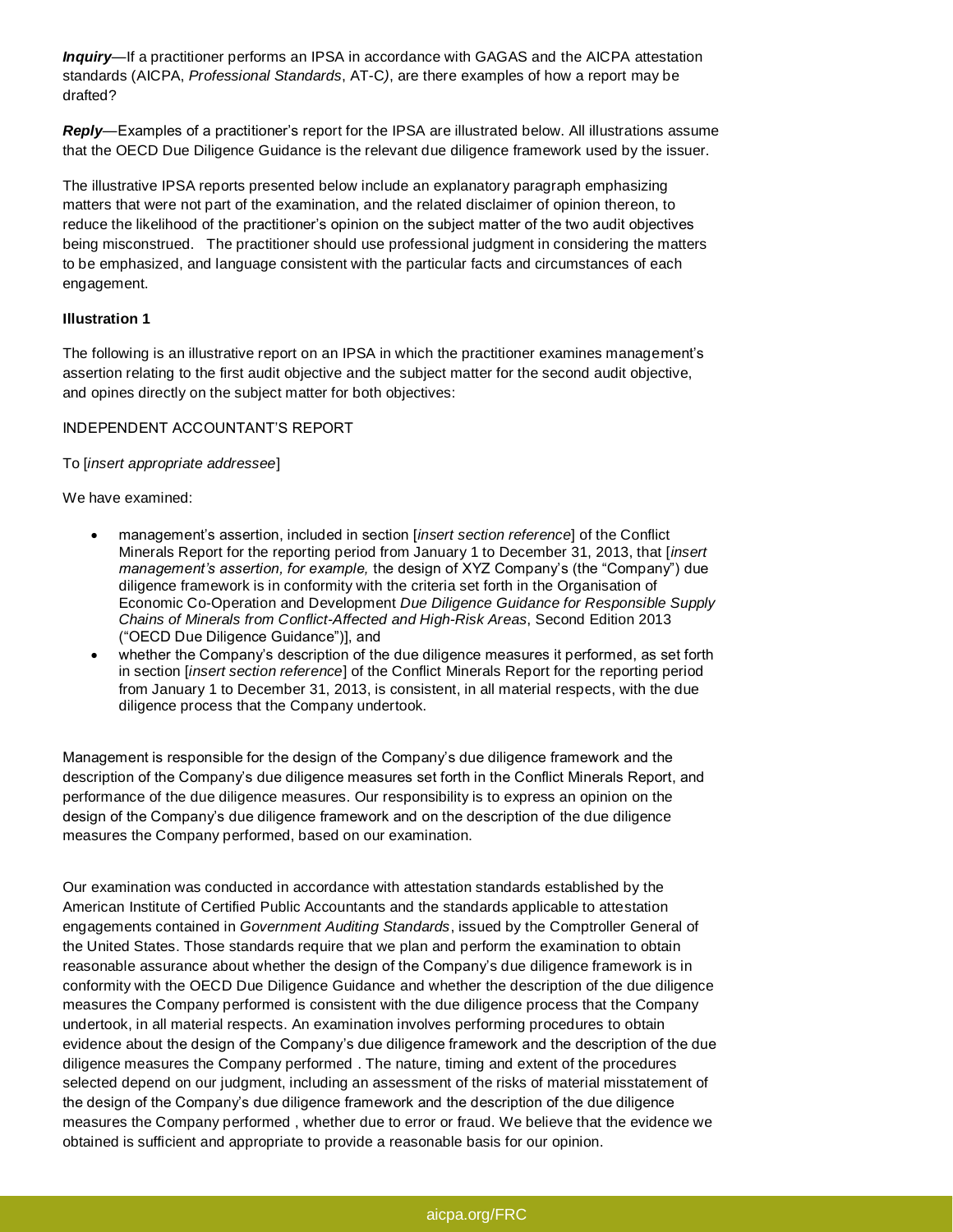***Inquiry***—If a practitioner performs an IPSA in accordance with GAGAS and the AICPA attestation standards (AICPA, *Professional Standards*, AT-C*)*, are there examples of how a report may be drafted?

***Reply***—Examples of a practitioner's report for the IPSA are illustrated below. All illustrations assume that the OECD Due Diligence Guidance is the relevant due diligence framework used by the issuer.

The illustrative IPSA reports presented below include an explanatory paragraph emphasizing matters that were not part of the examination, and the related disclaimer of opinion thereon, to reduce the likelihood of the practitioner's opinion on the subject matter of the two audit objectives being misconstrued. The practitioner should use professional judgment in considering the matters to be emphasized, and language consistent with the particular facts and circumstances of each engagement.

**Illustration 1**

The following is an illustrative report on an IPSA in which the practitioner examines management's assertion relating to the first audit objective and the subject matter for the second audit objective, and opines directly on the subject matter for both objectives:

INDEPENDENT ACCOUNTANT'S REPORT

To [*insert appropriate addressee*]

We have examined:

- management's assertion, included in section [*insert section reference*] of the Conflict Minerals Report for the reporting period from January 1 to December 31, 2013, that [*insert management's assertion, for example,* the design of XYZ Company's (the "Company") due diligence framework is in conformity with the criteria set forth in the Organisation of Economic Co-Operation and Development *Due Diligence Guidance for Responsible Supply Chains of Minerals from Conflict-Affected and High-Risk Areas*, Second Edition 2013 ("OECD Due Diligence Guidance")], and
- whether the Company's description of the due diligence measures it performed, as set forth in section [*insert section reference*] of the Conflict Minerals Report for the reporting period from January 1 to December 31, 2013, is consistent, in all material respects, with the due diligence process that the Company undertook.

Management is responsible for the design of the Company's due diligence framework and the description of the Company's due diligence measures set forth in the Conflict Minerals Report, and performance of the due diligence measures. Our responsibility is to express an opinion on the design of the Company's due diligence framework and on the description of the due diligence measures the Company performed, based on our examination.

Our examination was conducted in accordance with attestation standards established by the American Institute of Certified Public Accountants and the standards applicable to attestation engagements contained in *Government Auditing Standards*, issued by the Comptroller General of the United States. Those standards require that we plan and perform the examination to obtain reasonable assurance about whether the design of the Company's due diligence framework is in conformity with the OECD Due Diligence Guidance and whether the description of the due diligence measures the Company performed is consistent with the due diligence process that the Company undertook, in all material respects. An examination involves performing procedures to obtain evidence about the design of the Company's due diligence framework and the description of the due diligence measures the Company performed . The nature, timing and extent of the procedures selected depend on our judgment, including an assessment of the risks of material misstatement of the design of the Company's due diligence framework and the description of the due diligence measures the Company performed , whether due to error or fraud. We believe that the evidence we obtained is sufficient and appropriate to provide a reasonable basis for our opinion.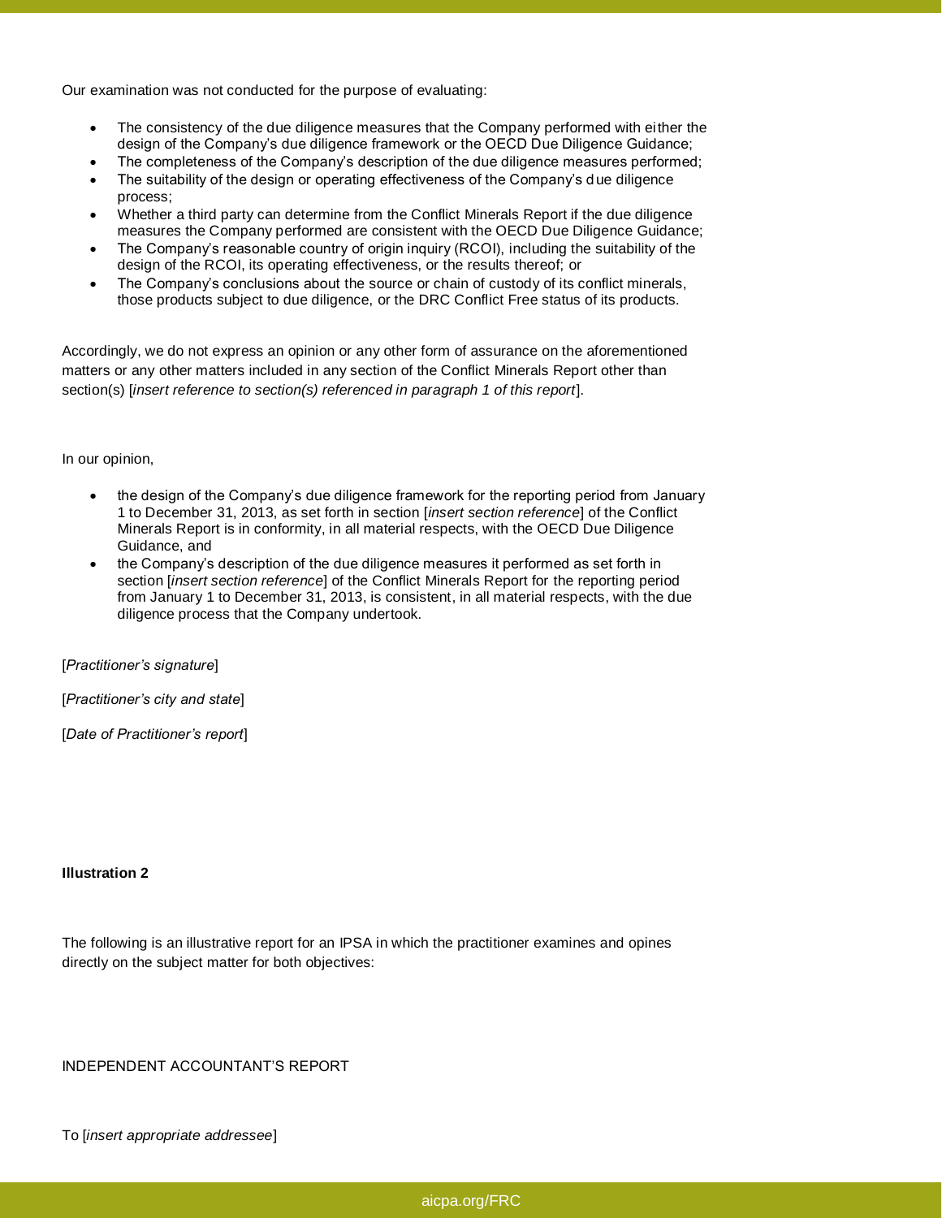Our examination was not conducted for the purpose of evaluating:

- The consistency of the due diligence measures that the Company performed with either the design of the Company's due diligence framework or the OECD Due Diligence Guidance;
- The completeness of the Company's description of the due diligence measures performed;
- The suitability of the design or operating effectiveness of the Company's due diligence process;
- Whether a third party can determine from the Conflict Minerals Report if the due diligence measures the Company performed are consistent with the OECD Due Diligence Guidance;
- The Company's reasonable country of origin inquiry (RCOI), including the suitability of the design of the RCOI, its operating effectiveness, or the results thereof; or
- The Company's conclusions about the source or chain of custody of its conflict minerals, those products subject to due diligence, or the DRC Conflict Free status of its products.

Accordingly, we do not express an opinion or any other form of assurance on the aforementioned matters or any other matters included in any section of the Conflict Minerals Report other than section(s) [*insert reference to section(s) referenced in paragraph 1 of this report*].

In our opinion,

- the design of the Company's due diligence framework for the reporting period from January 1 to December 31, 2013, as set forth in section [*insert section reference*] of the Conflict Minerals Report is in conformity, in all material respects, with the OECD Due Diligence Guidance, and
- the Company's description of the due diligence measures it performed as set forth in section [*insert section reference*] of the Conflict Minerals Report for the reporting period from January 1 to December 31, 2013, is consistent, in all material respects, with the due diligence process that the Company undertook.

[*Practitioner's signature*]

[*Practitioner's city and state*]

[*Date of Practitioner's report*]

**Illustration 2**

The following is an illustrative report for an IPSA in which the practitioner examines and opines directly on the subject matter for both objectives:

INDEPENDENT ACCOUNTANT'S REPORT

To [*insert appropriate addressee*]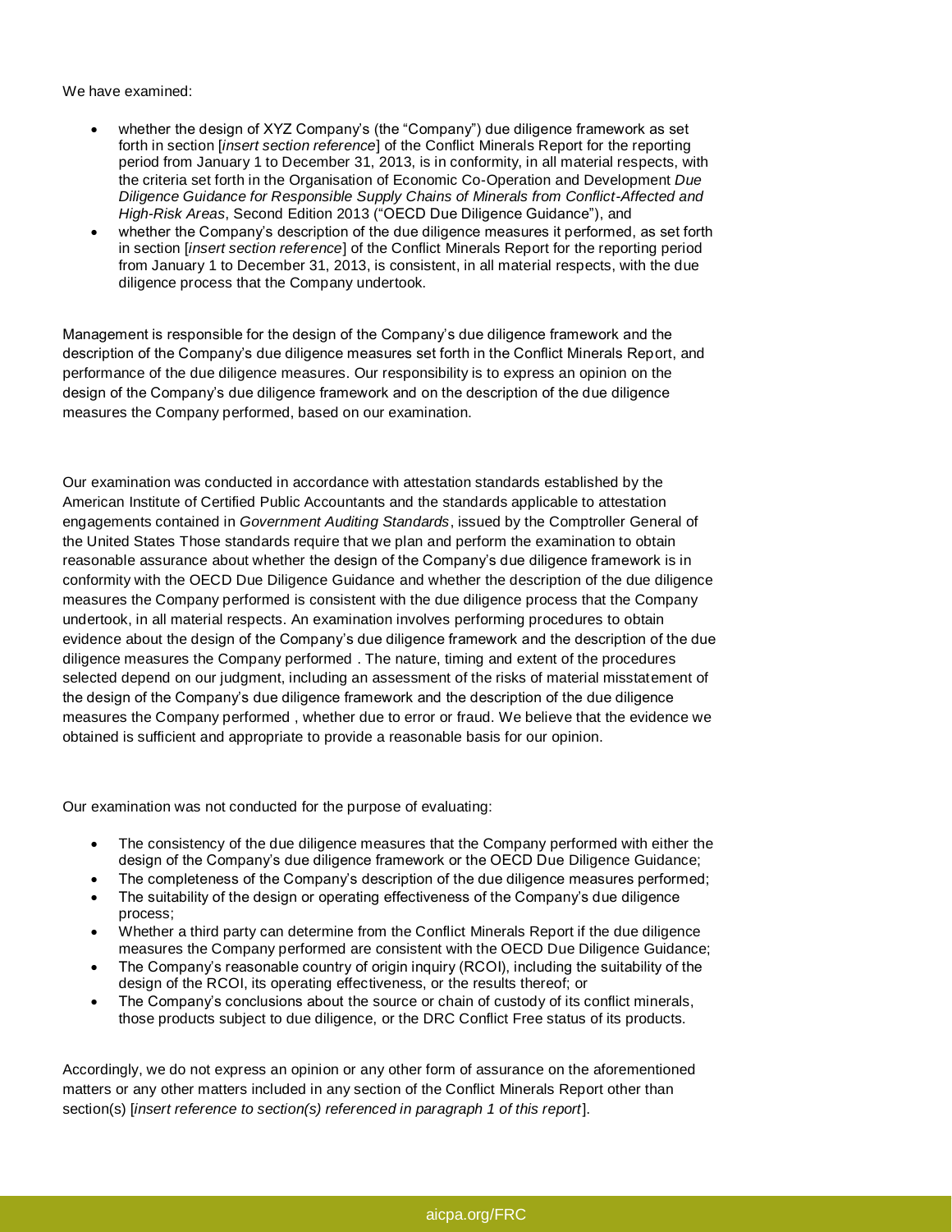We have examined:

- whether the design of XYZ Company's (the "Company") due diligence framework as set forth in section [*insert section reference*] of the Conflict Minerals Report for the reporting period from January 1 to December 31, 2013, is in conformity, in all material respects, with the criteria set forth in the Organisation of Economic Co-Operation and Development *Due Diligence Guidance for Responsible Supply Chains of Minerals from Conflict-Affected and High-Risk Areas*, Second Edition 2013 ("OECD Due Diligence Guidance"), and
- whether the Company's description of the due diligence measures it performed, as set forth in section [*insert section reference*] of the Conflict Minerals Report for the reporting period from January 1 to December 31, 2013, is consistent, in all material respects, with the due diligence process that the Company undertook.

Management is responsible for the design of the Company's due diligence framework and the description of the Company's due diligence measures set forth in the Conflict Minerals Report, and performance of the due diligence measures. Our responsibility is to express an opinion on the design of the Company's due diligence framework and on the description of the due diligence measures the Company performed, based on our examination.

Our examination was conducted in accordance with attestation standards established by the American Institute of Certified Public Accountants and the standards applicable to attestation engagements contained in *Government Auditing Standards*, issued by the Comptroller General of the United States Those standards require that we plan and perform the examination to obtain reasonable assurance about whether the design of the Company's due diligence framework is in conformity with the OECD Due Diligence Guidance and whether the description of the due diligence measures the Company performed is consistent with the due diligence process that the Company undertook, in all material respects. An examination involves performing procedures to obtain evidence about the design of the Company's due diligence framework and the description of the due diligence measures the Company performed . The nature, timing and extent of the procedures selected depend on our judgment, including an assessment of the risks of material misstatement of the design of the Company's due diligence framework and the description of the due diligence measures the Company performed , whether due to error or fraud. We believe that the evidence we obtained is sufficient and appropriate to provide a reasonable basis for our opinion.

Our examination was not conducted for the purpose of evaluating:

- The consistency of the due diligence measures that the Company performed with either the design of the Company's due diligence framework or the OECD Due Diligence Guidance;
- The completeness of the Company's description of the due diligence measures performed;
- The suitability of the design or operating effectiveness of the Company's due diligence process;
- Whether a third party can determine from the Conflict Minerals Report if the due diligence measures the Company performed are consistent with the OECD Due Diligence Guidance;
- The Company's reasonable country of origin inquiry (RCOI), including the suitability of the design of the RCOI, its operating effectiveness, or the results thereof; or
- The Company's conclusions about the source or chain of custody of its conflict minerals, those products subject to due diligence, or the DRC Conflict Free status of its products.

Accordingly, we do not express an opinion or any other form of assurance on the aforementioned matters or any other matters included in any section of the Conflict Minerals Report other than section(s) [*insert reference to section(s) referenced in paragraph 1 of this report*].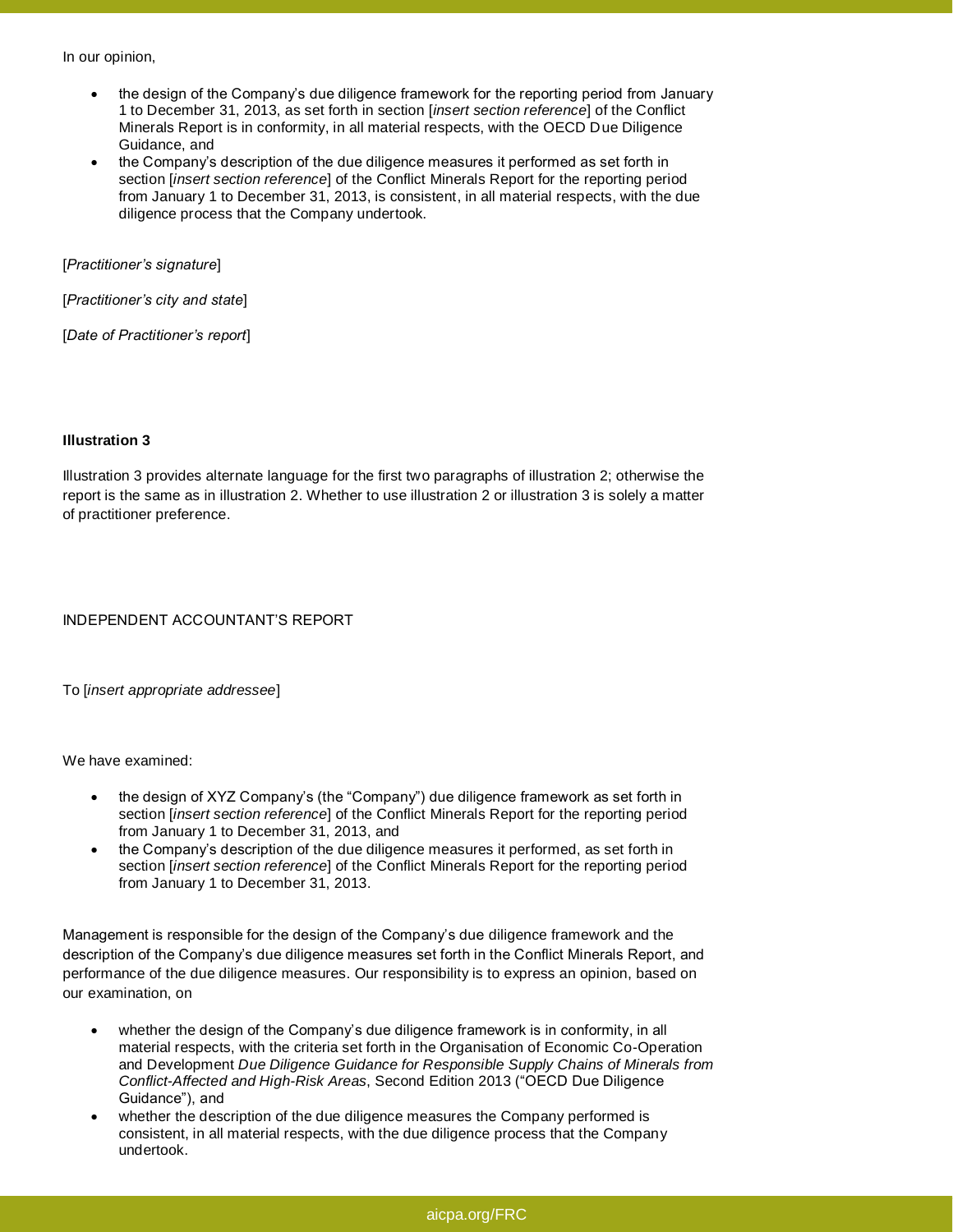In our opinion,

- the design of the Company's due diligence framework for the reporting period from January 1 to December 31, 2013, as set forth in section [*insert section reference*] of the Conflict Minerals Report is in conformity, in all material respects, with the OECD Due Diligence Guidance, and
- the Company's description of the due diligence measures it performed as set forth in section [*insert section reference*] of the Conflict Minerals Report for the reporting period from January 1 to December 31, 2013, is consistent, in all material respects, with the due diligence process that the Company undertook.

[*Practitioner's signature*]

[*Practitioner's city and state*]

[*Date of Practitioner's report*]

**Illustration 3**

Illustration 3 provides alternate language for the first two paragraphs of illustration 2; otherwise the report is the same as in illustration 2. Whether to use illustration 2 or illustration 3 is solely a matter of practitioner preference.

INDEPENDENT ACCOUNTANT'S REPORT

To [*insert appropriate addressee*]

We have examined:

- the design of XYZ Company's (the "Company") due diligence framework as set forth in section [*insert section reference*] of the Conflict Minerals Report for the reporting period from January 1 to December 31, 2013, and
- the Company's description of the due diligence measures it performed, as set forth in section [*insert section reference*] of the Conflict Minerals Report for the reporting period from January 1 to December 31, 2013.

Management is responsible for the design of the Company's due diligence framework and the description of the Company's due diligence measures set forth in the Conflict Minerals Report, and performance of the due diligence measures. Our responsibility is to express an opinion, based on our examination, on

- whether the design of the Company's due diligence framework is in conformity, in all material respects, with the criteria set forth in the Organisation of Economic Co-Operation and Development *Due Diligence Guidance for Responsible Supply Chains of Minerals from Conflict-Affected and High-Risk Areas*, Second Edition 2013 ("OECD Due Diligence Guidance"), and
- whether the description of the due diligence measures the Company performed is consistent, in all material respects, with the due diligence process that the Company undertook.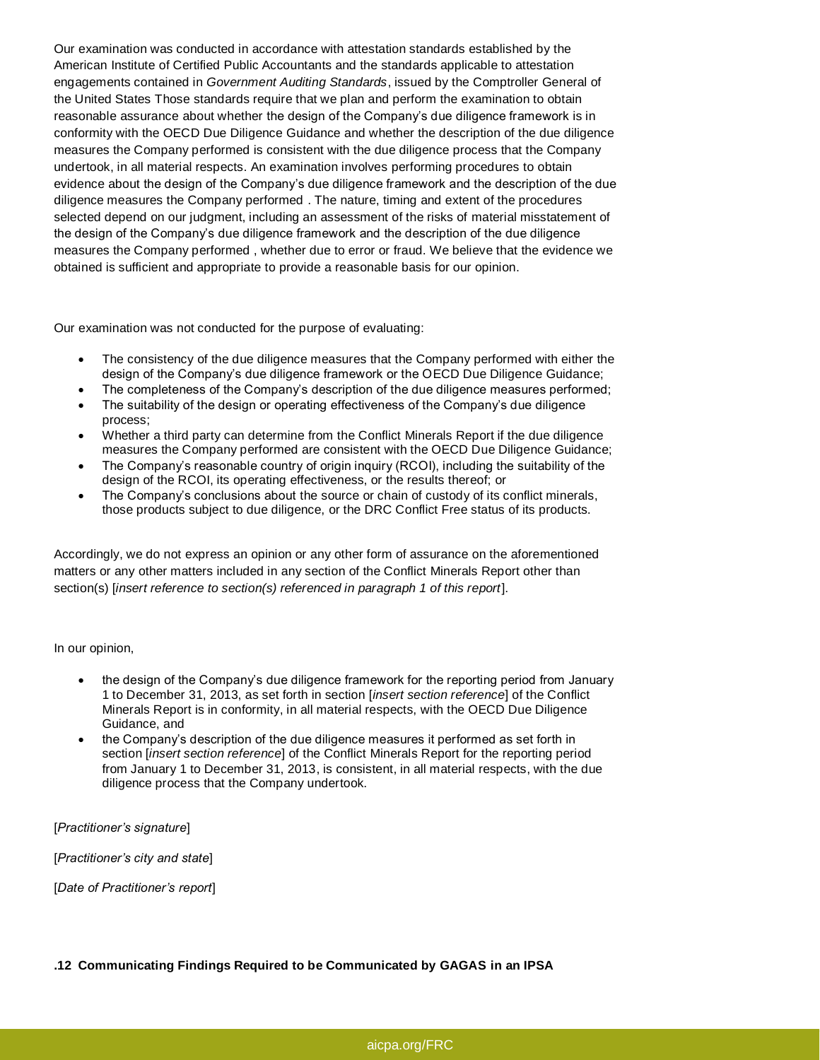Our examination was conducted in accordance with attestation standards established by the American Institute of Certified Public Accountants and the standards applicable to attestation engagements contained in *Government Auditing Standards*, issued by the Comptroller General of the United States Those standards require that we plan and perform the examination to obtain reasonable assurance about whether the design of the Company's due diligence framework is in conformity with the OECD Due Diligence Guidance and whether the description of the due diligence measures the Company performed is consistent with the due diligence process that the Company undertook, in all material respects. An examination involves performing procedures to obtain evidence about the design of the Company's due diligence framework and the description of the due diligence measures the Company performed . The nature, timing and extent of the procedures selected depend on our judgment, including an assessment of the risks of material misstatement of the design of the Company's due diligence framework and the description of the due diligence measures the Company performed , whether due to error or fraud. We believe that the evidence we obtained is sufficient and appropriate to provide a reasonable basis for our opinion.

Our examination was not conducted for the purpose of evaluating:

- The consistency of the due diligence measures that the Company performed with either the design of the Company's due diligence framework or the OECD Due Diligence Guidance;
- The completeness of the Company's description of the due diligence measures performed;
- The suitability of the design or operating effectiveness of the Company's due diligence process;
- Whether a third party can determine from the Conflict Minerals Report if the due diligence measures the Company performed are consistent with the OECD Due Diligence Guidance;
- The Company's reasonable country of origin inquiry (RCOI), including the suitability of the design of the RCOI, its operating effectiveness, or the results thereof; or
- The Company's conclusions about the source or chain of custody of its conflict minerals, those products subject to due diligence, or the DRC Conflict Free status of its products.

Accordingly, we do not express an opinion or any other form of assurance on the aforementioned matters or any other matters included in any section of the Conflict Minerals Report other than section(s) [*insert reference to section(s) referenced in paragraph 1 of this report*].

In our opinion,

- the design of the Company's due diligence framework for the reporting period from January 1 to December 31, 2013, as set forth in section [*insert section reference*] of the Conflict Minerals Report is in conformity, in all material respects, with the OECD Due Diligence Guidance, and
- the Company's description of the due diligence measures it performed as set forth in section [*insert section reference*] of the Conflict Minerals Report for the reporting period from January 1 to December 31, 2013, is consistent, in all material respects, with the due diligence process that the Company undertook.

[*Practitioner's signature*]

[*Practitioner's city and state*]

[*Date of Practitioner's report*]

**.12 Communicating Findings Required to be Communicated by GAGAS in an IPSA**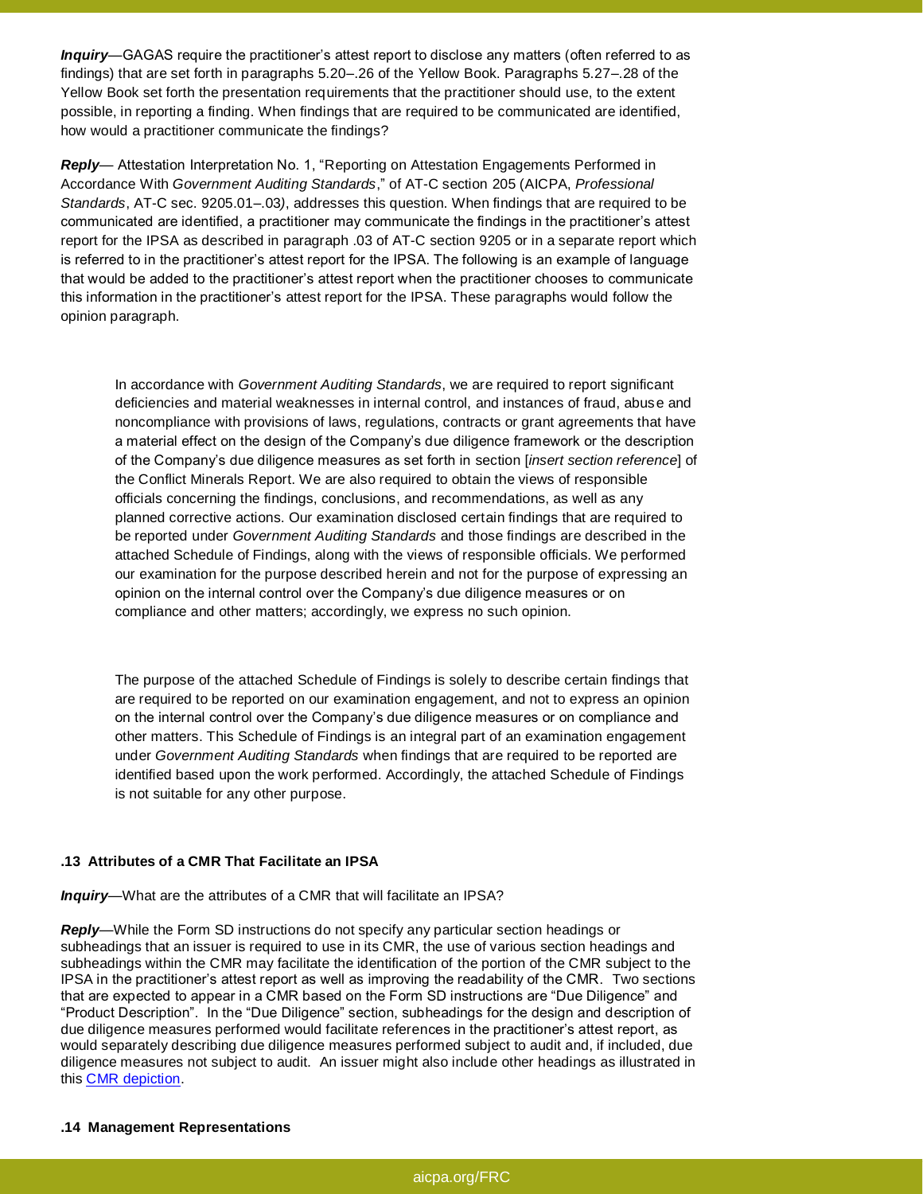***Inquiry***—GAGAS require the practitioner's attest report to disclose any matters (often referred to as findings) that are set forth in paragraphs 5.20–.26 of the Yellow Book. Paragraphs 5.27–.28 of the Yellow Book set forth the presentation requirements that the practitioner should use, to the extent possible, in reporting a finding. When findings that are required to be communicated are identified, how would a practitioner communicate the findings?

***Reply***— Attestation Interpretation No. 1, "Reporting on Attestation Engagements Performed in Accordance With *Government Auditing Standards*," of AT-C section 205 (AICPA, *Professional Standards*, AT-C sec. 9205.01–.03), addresses this question. When findings that are required to be communicated are identified, a practitioner may communicate the findings in the practitioner's attest report for the IPSA as described in paragraph .03 of AT-C section 9205 or in a separate report which is referred to in the practitioner's attest report for the IPSA. The following is an example of language that would be added to the practitioner's attest report when the practitioner chooses to communicate this information in the practitioner's attest report for the IPSA. These paragraphs would follow the opinion paragraph.

> In accordance with *Government Auditing Standards*, we are required to report significant deficiencies and material weaknesses in internal control, and instances of fraud, abuse and noncompliance with provisions of laws, regulations, contracts or grant agreements that have a material effect on the design of the Company's due diligence framework or the description of the Company's due diligence measures as set forth in section [*insert section reference*] of the Conflict Minerals Report. We are also required to obtain the views of responsible officials concerning the findings, conclusions, and recommendations, as well as any planned corrective actions. Our examination disclosed certain findings that are required to be reported under *Government Auditing Standards* and those findings are described in the attached Schedule of Findings, along with the views of responsible officials. We performed our examination for the purpose described herein and not for the purpose of expressing an opinion on the internal control over the Company's due diligence measures or on compliance and other matters; accordingly, we express no such opinion.
>
> The purpose of the attached Schedule of Findings is solely to describe certain findings that are required to be reported on our examination engagement, and not to express an opinion on the internal control over the Company's due diligence measures or on compliance and other matters. This Schedule of Findings is an integral part of an examination engagement under *Government Auditing Standards* when findings that are required to be reported are identified based upon the work performed. Accordingly, the attached Schedule of Findings is not suitable for any other purpose.

### .13 Attributes of a CMR That Facilitate an IPSA

***Inquiry***—What are the attributes of a CMR that will facilitate an IPSA?

***Reply***—While the Form SD instructions do not specify any particular section headings or subheadings that an issuer is required to use in its CMR, the use of various section headings and subheadings within the CMR may facilitate the identification of the portion of the CMR subject to the IPSA in the practitioner's attest report as well as improving the readability of the CMR. Two sections that are expected to appear in a CMR based on the Form SD instructions are "Due Diligence" and "Product Description". In the "Due Diligence" section, subheadings for the design and description of due diligence measures performed would facilitate references in the practitioner's attest report, as would separately describing due diligence measures performed subject to audit and, if included, due diligence measures not subject to audit. An issuer might also include other headings as illustrated in this [CMR depiction](#).

### .14 Management Representations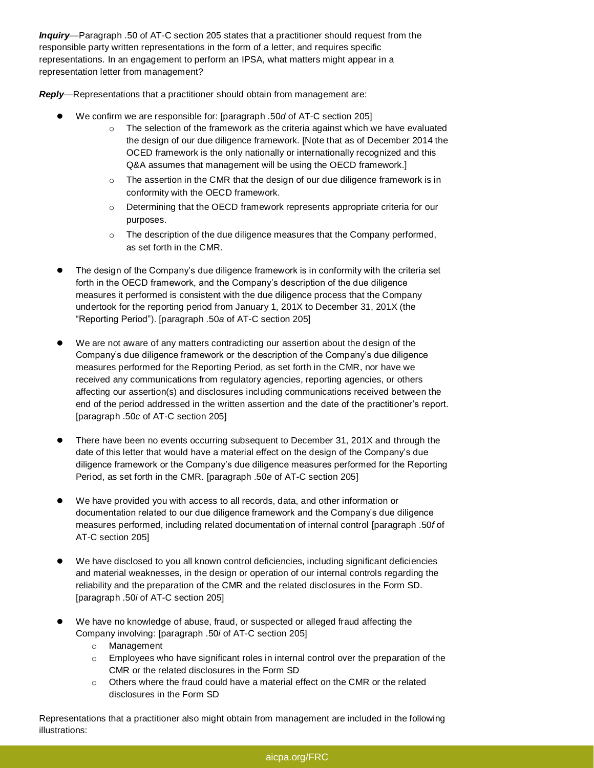***Inquiry***—Paragraph .50 of AT-C section 205 states that a practitioner should request from the responsible party written representations in the form of a letter, and requires specific representations. In an engagement to perform an IPSA, what matters might appear in a representation letter from management?

***Reply***—Representations that a practitioner should obtain from management are:

- We confirm we are responsible for: [paragraph .50*d* of AT-C section 205]
  - The selection of the framework as the criteria against which we have evaluated the design of our due diligence framework. [Note that as of December 2014 the OCED framework is the only nationally or internationally recognized and this Q&A assumes that management will be using the OECD framework.]
  - The assertion in the CMR that the design of our due diligence framework is in conformity with the OECD framework.
  - Determining that the OECD framework represents appropriate criteria for our purposes.
  - The description of the due diligence measures that the Company performed, as set forth in the CMR.
- The design of the Company's due diligence framework is in conformity with the criteria set forth in the OECD framework, and the Company's description of the due diligence measures it performed is consistent with the due diligence process that the Company undertook for the reporting period from January 1, 201X to December 31, 201X (the "Reporting Period"). [paragraph .50*a* of AT-C section 205]
- We are not aware of any matters contradicting our assertion about the design of the Company's due diligence framework or the description of the Company's due diligence measures performed for the Reporting Period, as set forth in the CMR, nor have we received any communications from regulatory agencies, reporting agencies, or others affecting our assertion(s) and disclosures including communications received between the end of the period addressed in the written assertion and the date of the practitioner's report. [paragraph .50*c* of AT-C section 205]
- There have been no events occurring subsequent to December 31, 201X and through the date of this letter that would have a material effect on the design of the Company's due diligence framework or the Company's due diligence measures performed for the Reporting Period, as set forth in the CMR. [paragraph .50*e* of AT-C section 205]
- We have provided you with access to all records, data, and other information or documentation related to our due diligence framework and the Company's due diligence measures performed, including related documentation of internal control [paragraph .50*f* of AT-C section 205]
- We have disclosed to you all known control deficiencies, including significant deficiencies and material weaknesses, in the design or operation of our internal controls regarding the reliability and the preparation of the CMR and the related disclosures in the Form SD. [paragraph .50*i* of AT-C section 205]
- We have no knowledge of abuse, fraud, or suspected or alleged fraud affecting the Company involving: [paragraph .50*i* of AT-C section 205]
  - Management
  - Employees who have significant roles in internal control over the preparation of the CMR or the related disclosures in the Form SD
  - Others where the fraud could have a material effect on the CMR or the related disclosures in the Form SD

Representations that a practitioner also might obtain from management are included in the following illustrations: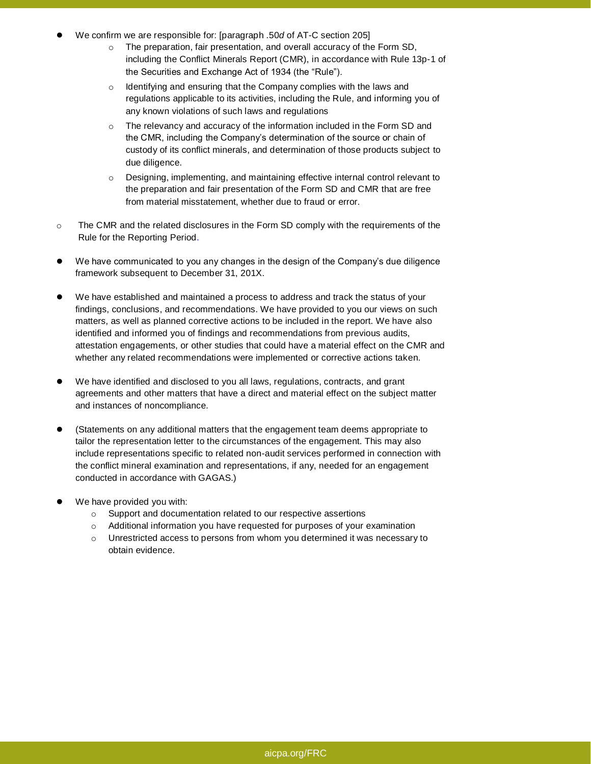- We confirm we are responsible for: [paragraph .50*d* of AT-C section 205]
  - The preparation, fair presentation, and overall accuracy of the Form SD, including the Conflict Minerals Report (CMR), in accordance with Rule 13p-1 of the Securities and Exchange Act of 1934 (the "Rule").
  - Identifying and ensuring that the Company complies with the laws and regulations applicable to its activities, including the Rule, and informing you of any known violations of such laws and regulations
  - The relevancy and accuracy of the information included in the Form SD and the CMR, including the Company's determination of the source or chain of custody of its conflict minerals, and determination of those products subject to due diligence.
  - Designing, implementing, and maintaining effective internal control relevant to the preparation and fair presentation of the Form SD and CMR that are free from material misstatement, whether due to fraud or error.

- The CMR and the related disclosures in the Form SD comply with the requirements of the Rule for the Reporting Period.

- We have communicated to you any changes in the design of the Company's due diligence framework subsequent to December 31, 201X.

- We have established and maintained a process to address and track the status of your findings, conclusions, and recommendations. We have provided to you our views on such matters, as well as planned corrective actions to be included in the report. We have also identified and informed you of findings and recommendations from previous audits, attestation engagements, or other studies that could have a material effect on the CMR and whether any related recommendations were implemented or corrective actions taken.

- We have identified and disclosed to you all laws, regulations, contracts, and grant agreements and other matters that have a direct and material effect on the subject matter and instances of noncompliance.

- (Statements on any additional matters that the engagement team deems appropriate to tailor the representation letter to the circumstances of the engagement. This may also include representations specific to related non-audit services performed in connection with the conflict mineral examination and representations, if any, needed for an engagement conducted in accordance with GAGAS.)

- We have provided you with:
  - Support and documentation related to our respective assertions
  - Additional information you have requested for purposes of your examination
  - Unrestricted access to persons from whom you determined it was necessary to obtain evidence.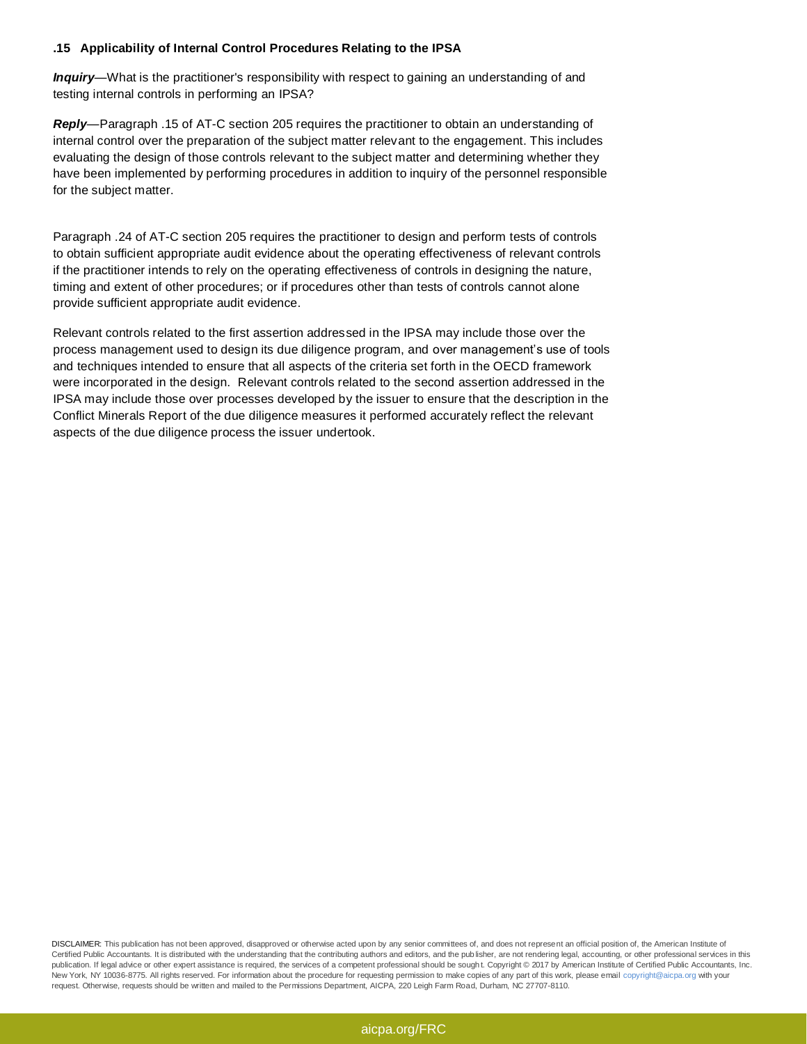**.15 Applicability of Internal Control Procedures Relating to the IPSA**

***Inquiry***—What is the practitioner's responsibility with respect to gaining an understanding of and testing internal controls in performing an IPSA?

***Reply***—Paragraph .15 of AT-C section 205 requires the practitioner to obtain an understanding of internal control over the preparation of the subject matter relevant to the engagement. This includes evaluating the design of those controls relevant to the subject matter and determining whether they have been implemented by performing procedures in addition to inquiry of the personnel responsible for the subject matter.

Paragraph .24 of AT-C section 205 requires the practitioner to design and perform tests of controls to obtain sufficient appropriate audit evidence about the operating effectiveness of relevant controls if the practitioner intends to rely on the operating effectiveness of controls in designing the nature, timing and extent of other procedures; or if procedures other than tests of controls cannot alone provide sufficient appropriate audit evidence.

Relevant controls related to the first assertion addressed in the IPSA may include those over the process management used to design its due diligence program, and over management's use of tools and techniques intended to ensure that all aspects of the criteria set forth in the OECD framework were incorporated in the design. Relevant controls related to the second assertion addressed in the IPSA may include those over processes developed by the issuer to ensure that the description in the Conflict Minerals Report of the due diligence measures it performed accurately reflect the relevant aspects of the due diligence process the issuer undertook.

DISCLAIMER: This publication has not been approved, disapproved or otherwise acted upon by any senior committees of, and does not represent an official position of, the American Institute of Certified Public Accountants. It is distributed with the understanding that the contributing authors and editors, and the publisher, are not rendering legal, accounting, or other professional services in this publication. If legal advice or other expert assistance is required, the services of a competent professional should be sought. Copyright © 2017 by American Institute of Certified Public Accountants, Inc. New York, NY 10036-8775. All rights reserved. For information about the procedure for requesting permission to make copies of any part of this work, please email copyright@aicpa.org with your request. Otherwise, requests should be written and mailed to the Permissions Department, AICPA, 220 Leigh Farm Road, Durham, NC 27707-8110.